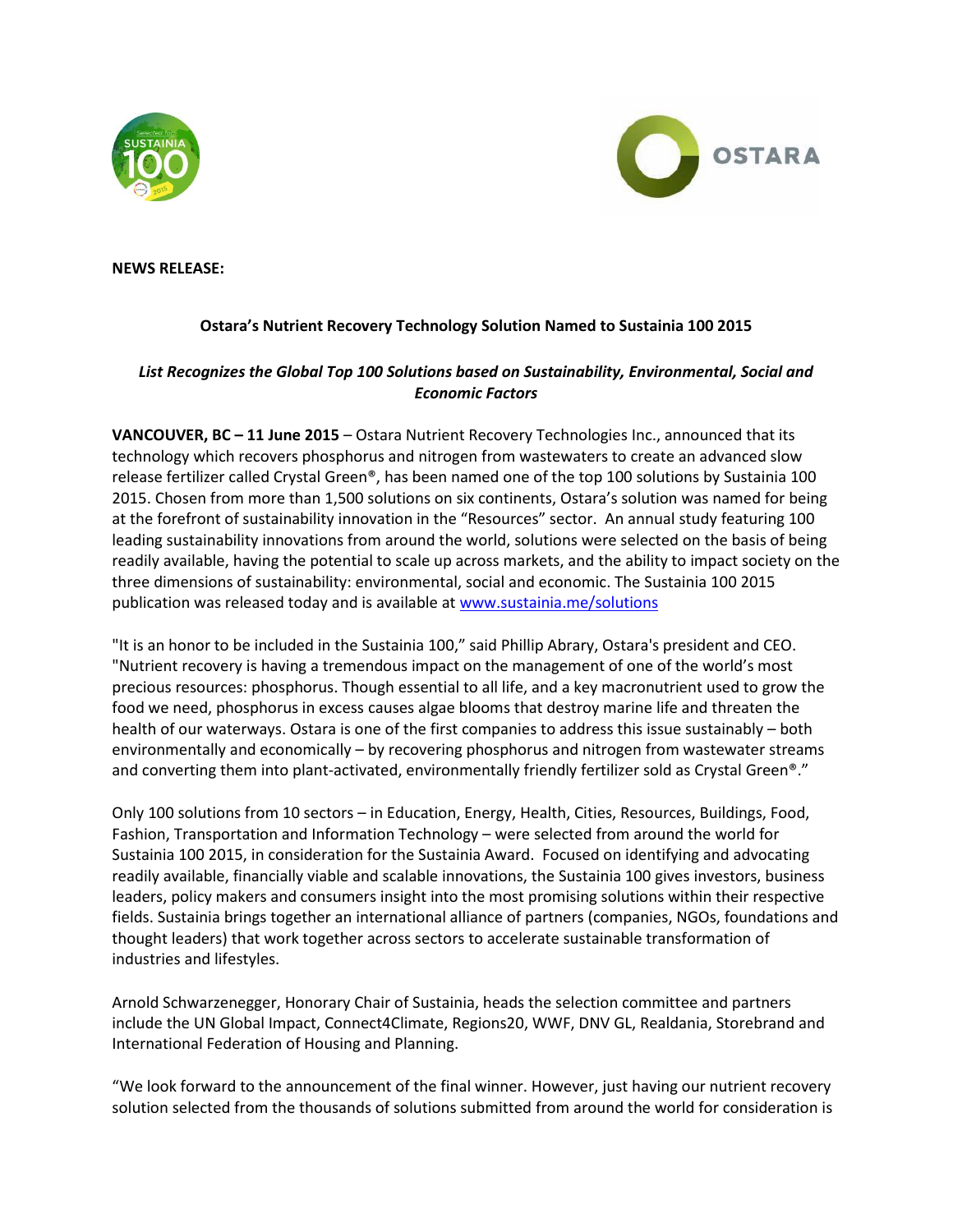**NEWS RELEASE:**

**Ostara's Nutrient Recovery Technology Solution Named to Sustainia 100 2015**

***List Recognizes the Global Top 100 Solutions based on Sustainability, Environmental, Social and Economic Factors***

**VANCOUVER, BC – 11 June 2015** – Ostara Nutrient Recovery Technologies Inc., announced that its technology which recovers phosphorus and nitrogen from wastewaters to create an advanced slow release fertilizer called Crystal Green®, has been named one of the top 100 solutions by Sustainia 100 2015. Chosen from more than 1,500 solutions on six continents, Ostara's solution was named for being at the forefront of sustainability innovation in the "Resources" sector. An annual study featuring 100 leading sustainability innovations from around the world, solutions were selected on the basis of being readily available, having the potential to scale up across markets, and the ability to impact society on the three dimensions of sustainability: environmental, social and economic. The Sustainia 100 2015 publication was released today and is available at [www.sustainia.me/solutions](http://www.sustainia.me/solutions)

"It is an honor to be included in the Sustainia 100," said Phillip Abrary, Ostara's president and CEO. "Nutrient recovery is having a tremendous impact on the management of one of the world's most precious resources: phosphorus. Though essential to all life, and a key macronutrient used to grow the food we need, phosphorus in excess causes algae blooms that destroy marine life and threaten the health of our waterways. Ostara is one of the first companies to address this issue sustainably – both environmentally and economically – by recovering phosphorus and nitrogen from wastewater streams and converting them into plant-activated, environmentally friendly fertilizer sold as Crystal Green®."

Only 100 solutions from 10 sectors – in Education, Energy, Health, Cities, Resources, Buildings, Food, Fashion, Transportation and Information Technology – were selected from around the world for Sustainia 100 2015, in consideration for the Sustainia Award. Focused on identifying and advocating readily available, financially viable and scalable innovations, the Sustainia 100 gives investors, business leaders, policy makers and consumers insight into the most promising solutions within their respective fields. Sustainia brings together an international alliance of partners (companies, NGOs, foundations and thought leaders) that work together across sectors to accelerate sustainable transformation of industries and lifestyles.

Arnold Schwarzenegger, Honorary Chair of Sustainia, heads the selection committee and partners include the UN Global Impact, Connect4Climate, Regions20, WWF, DNV GL, Realdania, Storebrand and International Federation of Housing and Planning.

"We look forward to the announcement of the final winner. However, just having our nutrient recovery solution selected from the thousands of solutions submitted from around the world for consideration is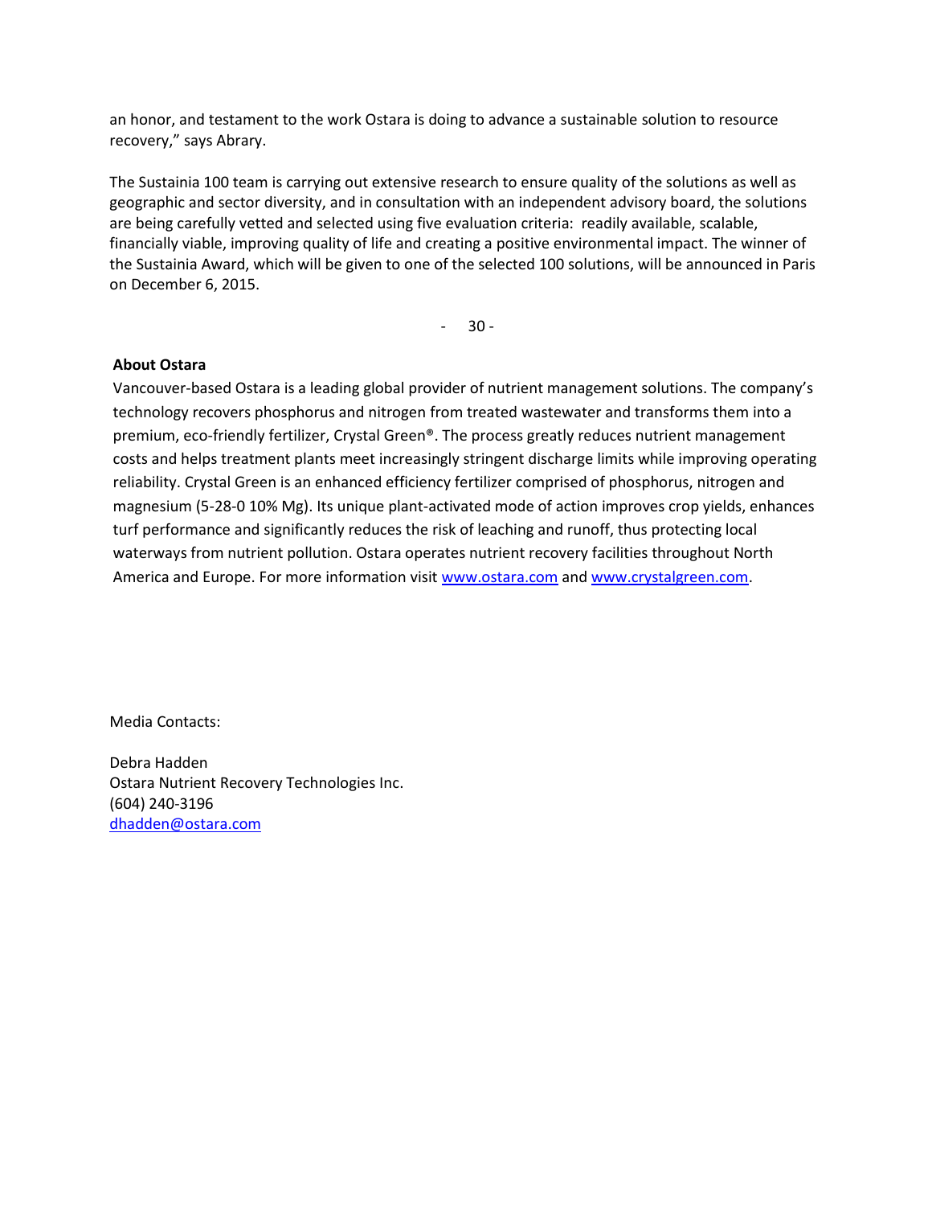an honor, and testament to the work Ostara is doing to advance a sustainable solution to resource recovery," says Abrary.

The Sustainia 100 team is carrying out extensive research to ensure quality of the solutions as well as geographic and sector diversity, and in consultation with an independent advisory board, the solutions are being carefully vetted and selected using five evaluation criteria: readily available, scalable, financially viable, improving quality of life and creating a positive environmental impact. The winner of the Sustainia Award, which will be given to one of the selected 100 solutions, will be announced in Paris on December 6, 2015.

- 30 -

**About Ostara**

Vancouver-based Ostara is a leading global provider of nutrient management solutions. The company's technology recovers phosphorus and nitrogen from treated wastewater and transforms them into a premium, eco-friendly fertilizer, Crystal Green®. The process greatly reduces nutrient management costs and helps treatment plants meet increasingly stringent discharge limits while improving operating reliability. Crystal Green is an enhanced efficiency fertilizer comprised of phosphorus, nitrogen and magnesium (5-28-0 10% Mg). Its unique plant-activated mode of action improves crop yields, enhances turf performance and significantly reduces the risk of leaching and runoff, thus protecting local waterways from nutrient pollution. Ostara operates nutrient recovery facilities throughout North America and Europe. For more information visit www.ostara.com and www.crystalgreen.com.

Media Contacts:

Debra Hadden
Ostara Nutrient Recovery Technologies Inc.
(604) 240-3196
dhadden@ostara.com